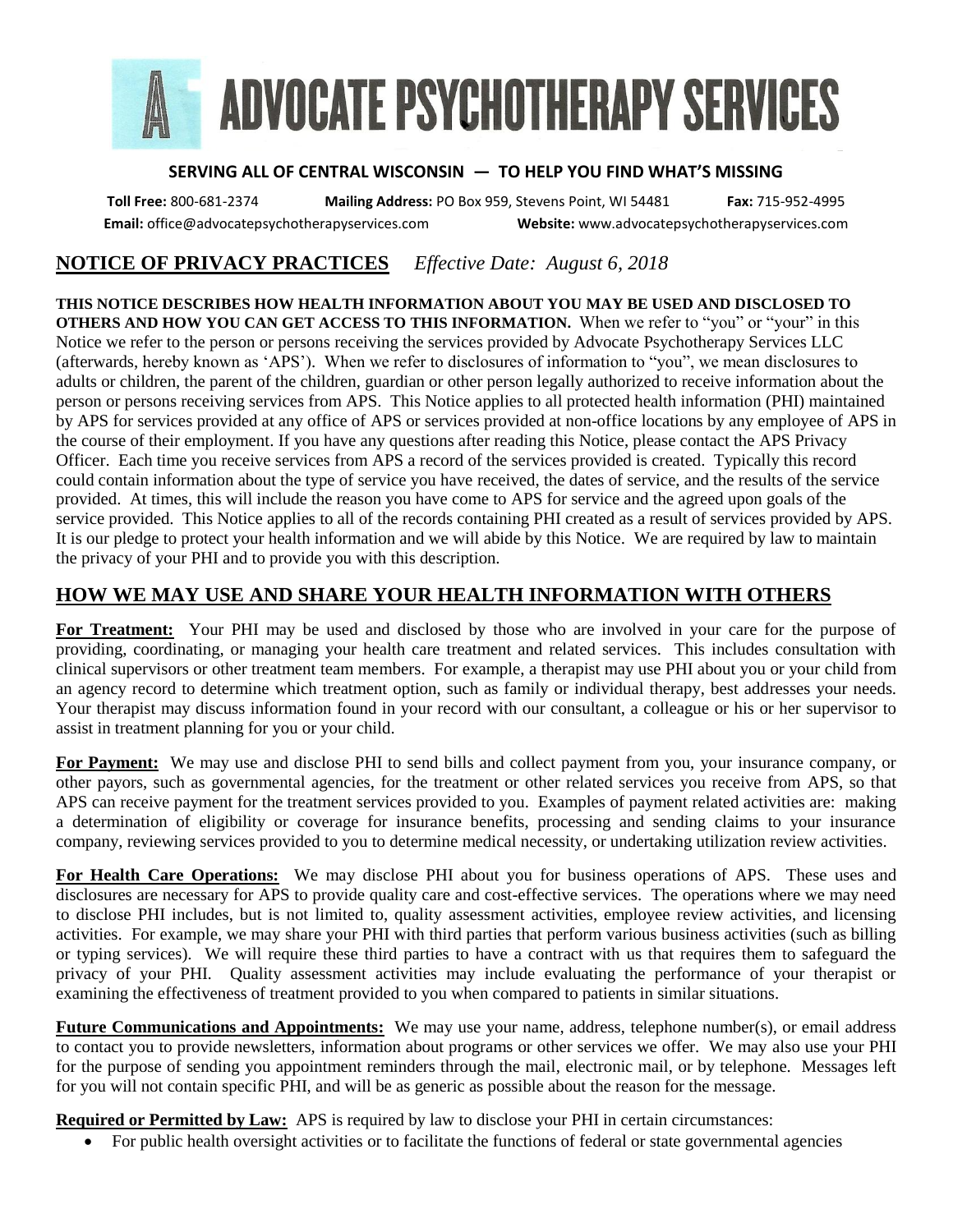# ADVOCATE PSYCHOTHERAPY SERVICES

**SERVING ALL OF CENTRAL WISCONSIN — TO HELP YOU FIND WHAT'S MISSING**

**Toll Free:** 800-681-2374 **Mailing Address:** PO Box 959, Stevens Point, WI 54481 **Fax:** 715-952-4995

**Email:** office@advocatepsychotherapyservices.com **Website:** www.advocatepsychotherapyservices.com

## NOTICE OF PRIVACY PRACTICES *Effective Date: August 6, 2018*

**THIS NOTICE DESCRIBES HOW HEALTH INFORMATION ABOUT YOU MAY BE USED AND DISCLOSED TO OTHERS AND HOW YOU CAN GET ACCESS TO THIS INFORMATION.** When we refer to "you" or "your" in this Notice we refer to the person or persons receiving the services provided by Advocate Psychotherapy Services LLC (afterwards, hereby known as 'APS'). When we refer to disclosures of information to "you", we mean disclosures to adults or children, the parent of the children, guardian or other person legally authorized to receive information about the person or persons receiving services from APS. This Notice applies to all protected health information (PHI) maintained by APS for services provided at any office of APS or services provided at non-office locations by any employee of APS in the course of their employment. If you have any questions after reading this Notice, please contact the APS Privacy Officer. Each time you receive services from APS a record of the services provided is created. Typically this record could contain information about the type of service you have received, the dates of service, and the results of the service provided. At times, this will include the reason you have come to APS for service and the agreed upon goals of the service provided. This Notice applies to all of the records containing PHI created as a result of services provided by APS. It is our pledge to protect your health information and we will abide by this Notice. We are required by law to maintain the privacy of your PHI and to provide you with this description.

## HOW WE MAY USE AND SHARE YOUR HEALTH INFORMATION WITH OTHERS

**For Treatment:** Your PHI may be used and disclosed by those who are involved in your care for the purpose of providing, coordinating, or managing your health care treatment and related services. This includes consultation with clinical supervisors or other treatment team members. For example, a therapist may use PHI about you or your child from an agency record to determine which treatment option, such as family or individual therapy, best addresses your needs. Your therapist may discuss information found in your record with our consultant, a colleague or his or her supervisor to assist in treatment planning for you or your child.

**For Payment:** We may use and disclose PHI to send bills and collect payment from you, your insurance company, or other payors, such as governmental agencies, for the treatment or other related services you receive from APS, so that APS can receive payment for the treatment services provided to you. Examples of payment related activities are: making a determination of eligibility or coverage for insurance benefits, processing and sending claims to your insurance company, reviewing services provided to you to determine medical necessity, or undertaking utilization review activities.

**For Health Care Operations:** We may disclose PHI about you for business operations of APS. These uses and disclosures are necessary for APS to provide quality care and cost-effective services. The operations where we may need to disclose PHI includes, but is not limited to, quality assessment activities, employee review activities, and licensing activities. For example, we may share your PHI with third parties that perform various business activities (such as billing or typing services). We will require these third parties to have a contract with us that requires them to safeguard the privacy of your PHI. Quality assessment activities may include evaluating the performance of your therapist or examining the effectiveness of treatment provided to you when compared to patients in similar situations.

**Future Communications and Appointments:** We may use your name, address, telephone number(s), or email address to contact you to provide newsletters, information about programs or other services we offer. We may also use your PHI for the purpose of sending you appointment reminders through the mail, electronic mail, or by telephone. Messages left for you will not contain specific PHI, and will be as generic as possible about the reason for the message.

**Required or Permitted by Law:** APS is required by law to disclose your PHI in certain circumstances:

- For public health oversight activities or to facilitate the functions of federal or state governmental agencies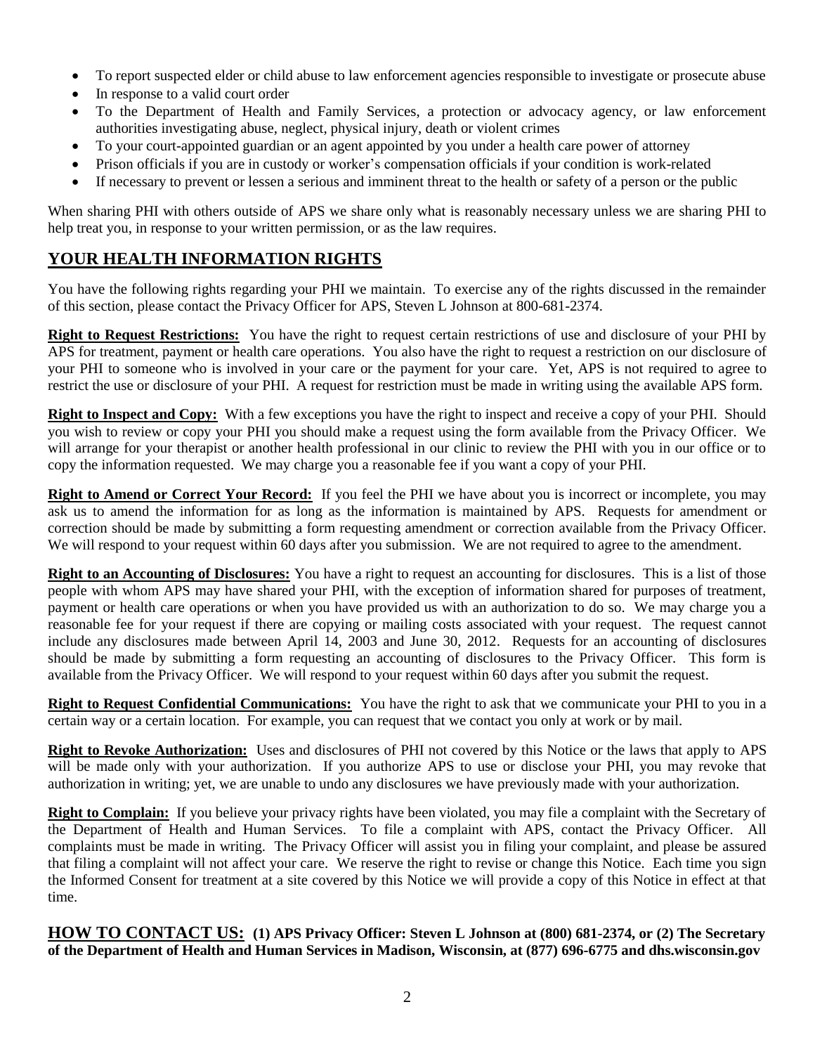- To report suspected elder or child abuse to law enforcement agencies responsible to investigate or prosecute abuse
- In response to a valid court order
- To the Department of Health and Family Services, a protection or advocacy agency, or law enforcement authorities investigating abuse, neglect, physical injury, death or violent crimes
- To your court-appointed guardian or an agent appointed by you under a health care power of attorney
- Prison officials if you are in custody or worker's compensation officials if your condition is work-related
- If necessary to prevent or lessen a serious and imminent threat to the health or safety of a person or the public

When sharing PHI with others outside of APS we share only what is reasonably necessary unless we are sharing PHI to help treat you, in response to your written permission, or as the law requires.

## YOUR HEALTH INFORMATION RIGHTS

You have the following rights regarding your PHI we maintain. To exercise any of the rights discussed in the remainder of this section, please contact the Privacy Officer for APS, Steven L Johnson at 800-681-2374.

**Right to Request Restrictions:** You have the right to request certain restrictions of use and disclosure of your PHI by APS for treatment, payment or health care operations. You also have the right to request a restriction on our disclosure of your PHI to someone who is involved in your care or the payment for your care. Yet, APS is not required to agree to restrict the use or disclosure of your PHI. A request for restriction must be made in writing using the available APS form.

**Right to Inspect and Copy:** With a few exceptions you have the right to inspect and receive a copy of your PHI. Should you wish to review or copy your PHI you should make a request using the form available from the Privacy Officer. We will arrange for your therapist or another health professional in our clinic to review the PHI with you in our office or to copy the information requested. We may charge you a reasonable fee if you want a copy of your PHI.

**Right to Amend or Correct Your Record:** If you feel the PHI we have about you is incorrect or incomplete, you may ask us to amend the information for as long as the information is maintained by APS. Requests for amendment or correction should be made by submitting a form requesting amendment or correction available from the Privacy Officer. We will respond to your request within 60 days after you submission. We are not required to agree to the amendment.

**Right to an Accounting of Disclosures:** You have a right to request an accounting for disclosures. This is a list of those people with whom APS may have shared your PHI, with the exception of information shared for purposes of treatment, payment or health care operations or when you have provided us with an authorization to do so. We may charge you a reasonable fee for your request if there are copying or mailing costs associated with your request. The request cannot include any disclosures made between April 14, 2003 and June 30, 2012. Requests for an accounting of disclosures should be made by submitting a form requesting an accounting of disclosures to the Privacy Officer. This form is available from the Privacy Officer. We will respond to your request within 60 days after you submit the request.

**Right to Request Confidential Communications:** You have the right to ask that we communicate your PHI to you in a certain way or a certain location. For example, you can request that we contact you only at work or by mail.

**Right to Revoke Authorization:** Uses and disclosures of PHI not covered by this Notice or the laws that apply to APS will be made only with your authorization. If you authorize APS to use or disclose your PHI, you may revoke that authorization in writing; yet, we are unable to undo any disclosures we have previously made with your authorization.

**Right to Complain:** If you believe your privacy rights have been violated, you may file a complaint with the Secretary of the Department of Health and Human Services. To file a complaint with APS, contact the Privacy Officer. All complaints must be made in writing. The Privacy Officer will assist you in filing your complaint, and please be assured that filing a complaint will not affect your care. We reserve the right to revise or change this Notice. Each time you sign the Informed Consent for treatment at a site covered by this Notice we will provide a copy of this Notice in effect at that time.

## HOW TO CONTACT US: **(1) APS Privacy Officer: Steven L Johnson at (800) 681-2374, or (2) The Secretary of the Department of Health and Human Services in Madison, Wisconsin, at (877) 696-6775 and dhs.wisconsin.gov**